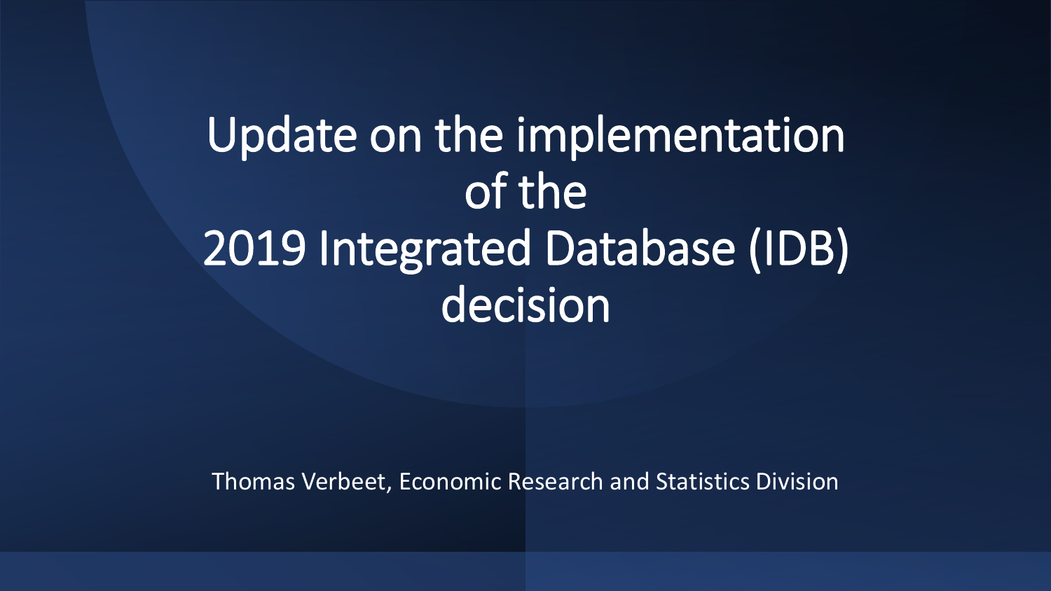# Update on the implementation of the 2019 Integrated Database (IDB) decision

Thomas Verbeet, Economic Research and Statistics Division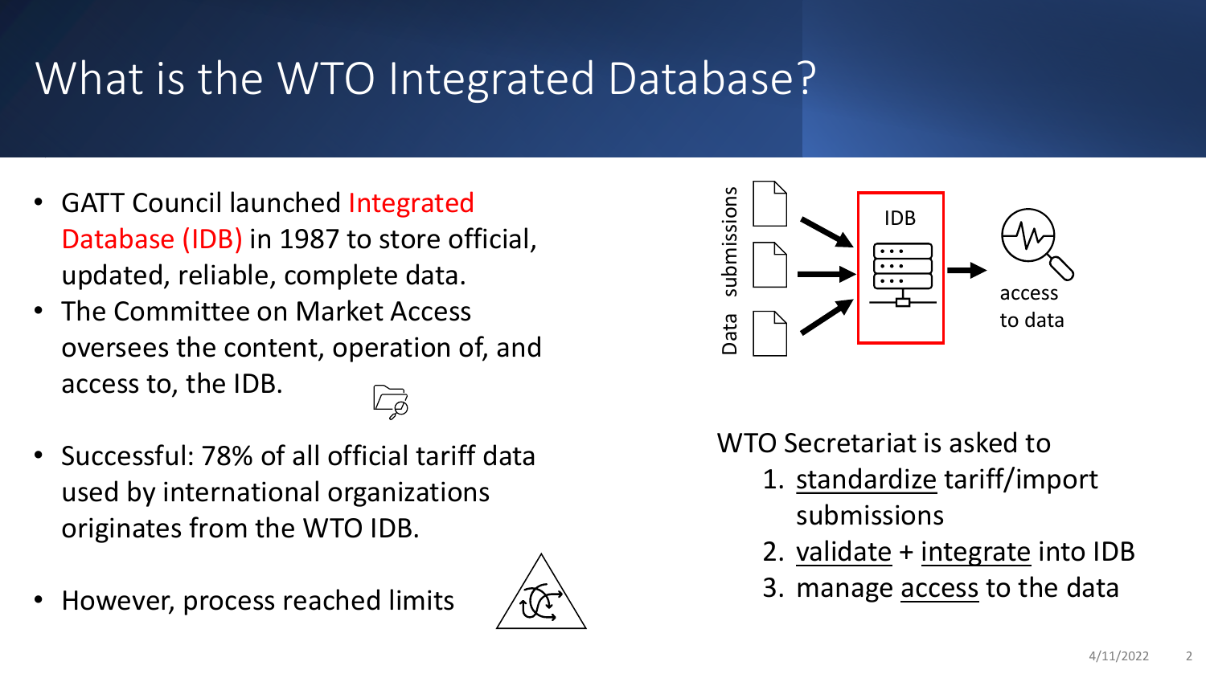# What is the WTO Integrated Database?

- GATT Council launched Integrated Database (IDB) in 1987 to store official, updated, reliable, complete data.
- The Committee on Market Access oversees the content, operation of, and access to, the IDB.
- Successful: 78% of all official tariff data used by international organizations originates from the WTO IDB.
- However, process reached limits

Data submissions

IDB

access to data

WTO Secretariat is asked to

1. standardize tariff/import submissions
2. validate + integrate into IDB
3. manage access to the data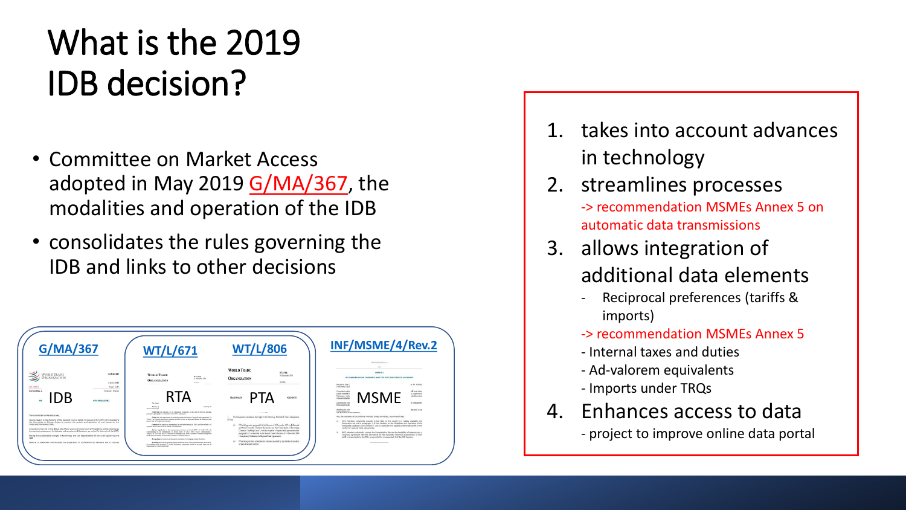# What is the 2019 IDB decision?

- Committee on Market Access adopted in May 2019 G/MA/367, the modalities and operation of the IDB
- consolidates the rules governing the IDB and links to other decisions

G/MA/367 — IDB

WT/L/671 — RTA

WT/L/806 — PTA

INF/MSME/4/Rev.2 — MSME

1. takes into account advances in technology
2. streamlines processes
   -> recommendation MSMEs Annex 5 on automatic data transmissions
3. allows integration of additional data elements
   - Reciprocal preferences (tariffs & imports)
   
   -> recommendation MSMEs Annex 5
   - Internal taxes and duties
   - Ad-valorem equivalents
   - Imports under TRQs
4. Enhances access to data
   - project to improve online data portal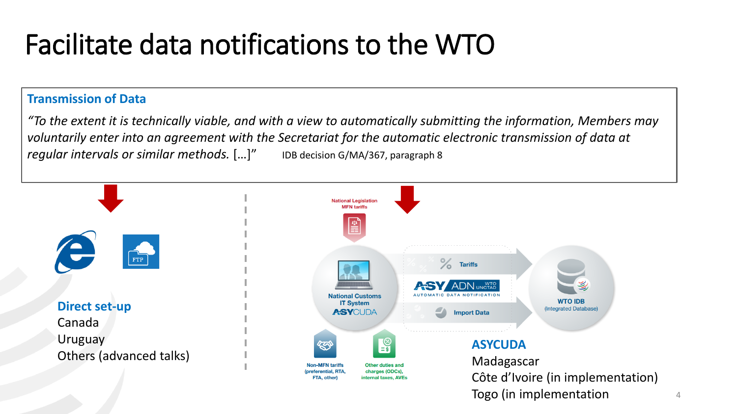# Facilitate data notifications to the WTO

## Transmission of Data

*"To the extent it is technically viable, and with a view to automatically submitting the information, Members may voluntarily enter into an agreement with the Secretariat for the automatic electronic transmission of data at regular intervals or similar methods.* […]" IDB decision G/MA/367, paragraph 8

**Direct set-up**

Canada

Uruguay

Others (advanced talks)

National Legislation MFN tariffs

National Customs IT System ASYCUDA

Tariffs

ASYADN WTO UNCTAD AUTOMATIC DATA NOTIFICATION

Import Data

WTO IDB (Integrated Database)

Non-MFN tariffs (preferential, RTA, FTA, other)

Other duties and charges (ODCs), internal taxes, AVEs

**ASYCUDA**

Madagascar

Côte d'Ivoire (in implementation)

Togo (in implementation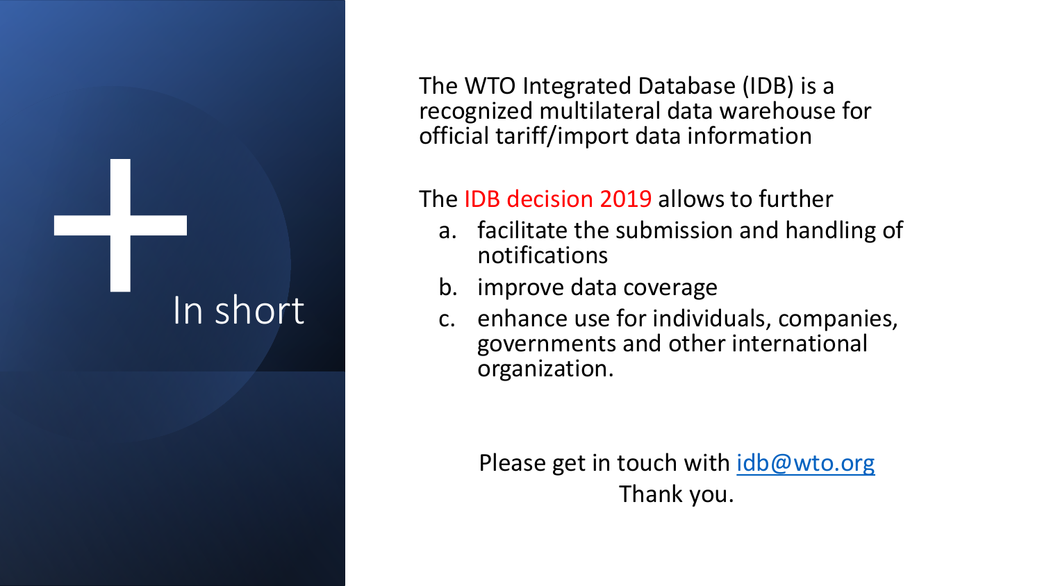# In short

The WTO Integrated Database (IDB) is a recognized multilateral data warehouse for official tariff/import data information

The IDB decision 2019 allows to further

a. facilitate the submission and handling of notifications
b. improve data coverage
c. enhance use for individuals, companies, governments and other international organization.

Please get in touch with idb@wto.org

Thank you.